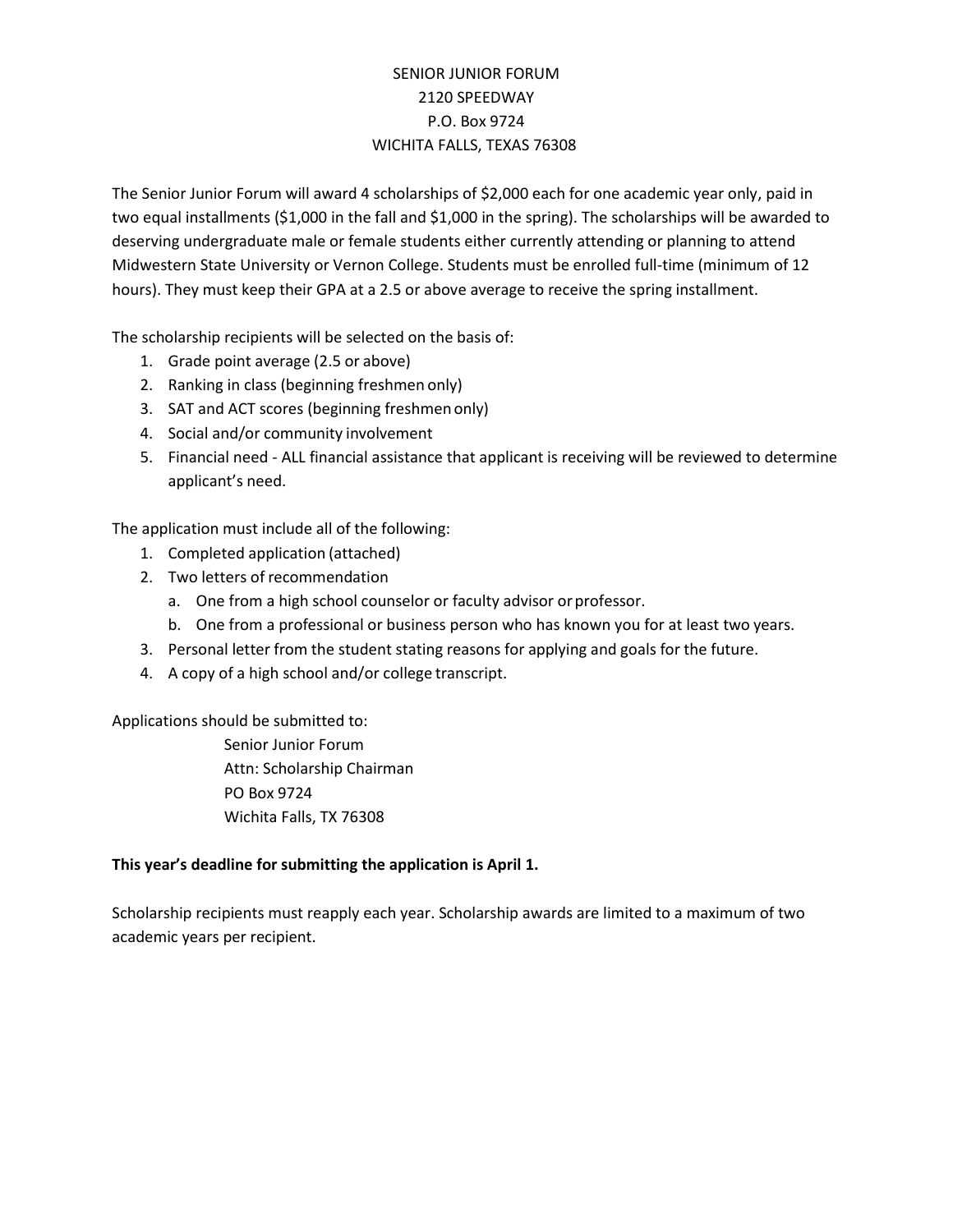SENIOR JUNIOR FORUM
2120 SPEEDWAY
P.O. Box 9724
WICHITA FALLS, TEXAS 76308

The Senior Junior Forum will award 4 scholarships of $2,000 each for one academic year only, paid in two equal installments ($1,000 in the fall and $1,000 in the spring). The scholarships will be awarded to deserving undergraduate male or female students either currently attending or planning to attend Midwestern State University or Vernon College. Students must be enrolled full-time (minimum of 12 hours). They must keep their GPA at a 2.5 or above average to receive the spring installment.

The scholarship recipients will be selected on the basis of:

1. Grade point average (2.5 or above)
2. Ranking in class (beginning freshmen only)
3. SAT and ACT scores (beginning freshmen only)
4. Social and/or community involvement
5. Financial need - ALL financial assistance that applicant is receiving will be reviewed to determine applicant's need.

The application must include all of the following:

1. Completed application (attached)
2. Two letters of recommendation
   a. One from a high school counselor or faculty advisor or professor.
   b. One from a professional or business person who has known you for at least two years.
3. Personal letter from the student stating reasons for applying and goals for the future.
4. A copy of a high school and/or college transcript.

Applications should be submitted to:

Senior Junior Forum
Attn: Scholarship Chairman
PO Box 9724
Wichita Falls, TX 76308

**This year's deadline for submitting the application is April 1.**

Scholarship recipients must reapply each year. Scholarship awards are limited to a maximum of two academic years per recipient.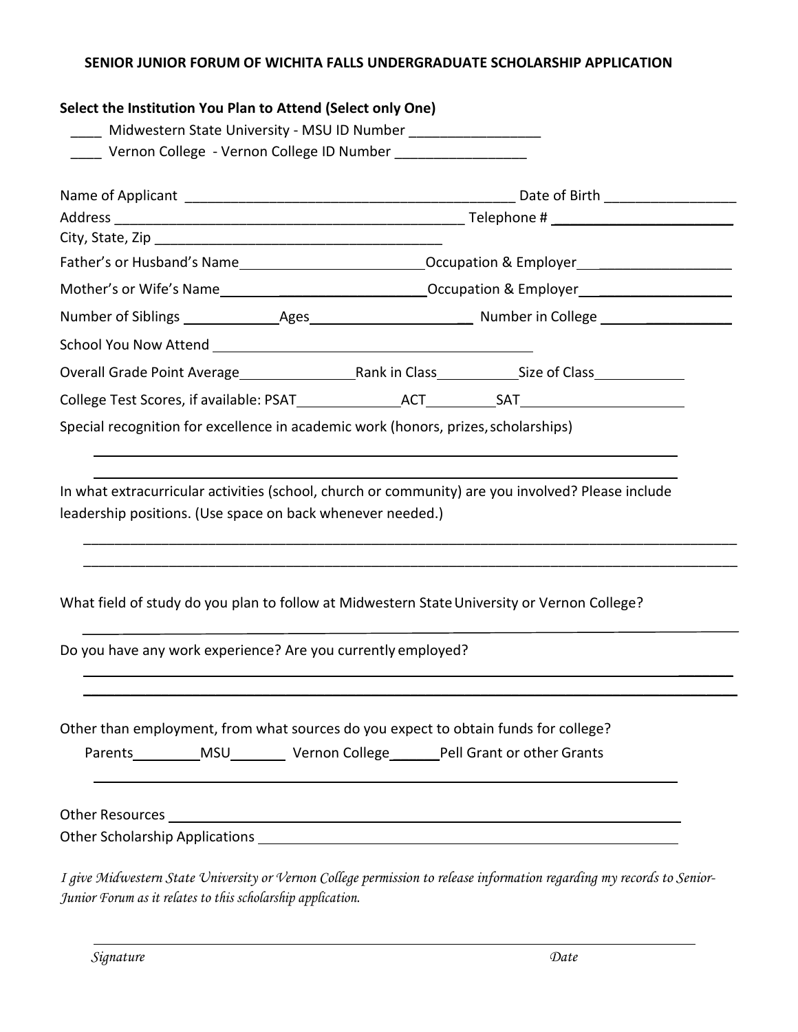**SENIOR JUNIOR FORUM OF WICHITA FALLS UNDERGRADUATE SCHOLARSHIP APPLICATION**

**Select the Institution You Plan to Attend (Select only One)**

____ Midwestern State University - MSU ID Number ________________

____ Vernon College - Vernon College ID Number ________________

Name of Applicant ________________________________________ Date of Birth ________________

Address ______________________________________________ Telephone # ______________________

City, State, Zip ____________________________________

Father's or Husband's Name______________________Occupation & Employer__________________

Mother's or Wife's Name________________________Occupation & Employer__________________

Number of Siblings ___________Ages____________________ Number in College ______________

School You Now Attend ________________________________________

Overall Grade Point Average______________Rank in Class__________Size of Class___________

College Test Scores, if available: PSAT____________ACT________SAT____________________

Special recognition for excellence in academic work (honors, prizes, scholarships)

______________________________________________________________________________

______________________________________________________________________________

In what extracurricular activities (school, church or community) are you involved? Please include leadership positions. (Use space on back whenever needed.)

______________________________________________________________________________

______________________________________________________________________________

What field of study do you plan to follow at Midwestern State University or Vernon College?

______________________________________________________________________________

Do you have any work experience? Are you currently employed?

______________________________________________________________________________

______________________________________________________________________________

Other than employment, from what sources do you expect to obtain funds for college?

Parents_________MSU_______ Vernon College______Pell Grant or other Grants

______________________________________________________________________________

Other Resources ________________________________________________________________

Other Scholarship Applications ____________________________________________________

*I give Midwestern State University or Vernon College permission to release information regarding my records to Senior-Junior Forum as it relates to this scholarship application.*

______________________________________________________________________________

*Signature* *Date*